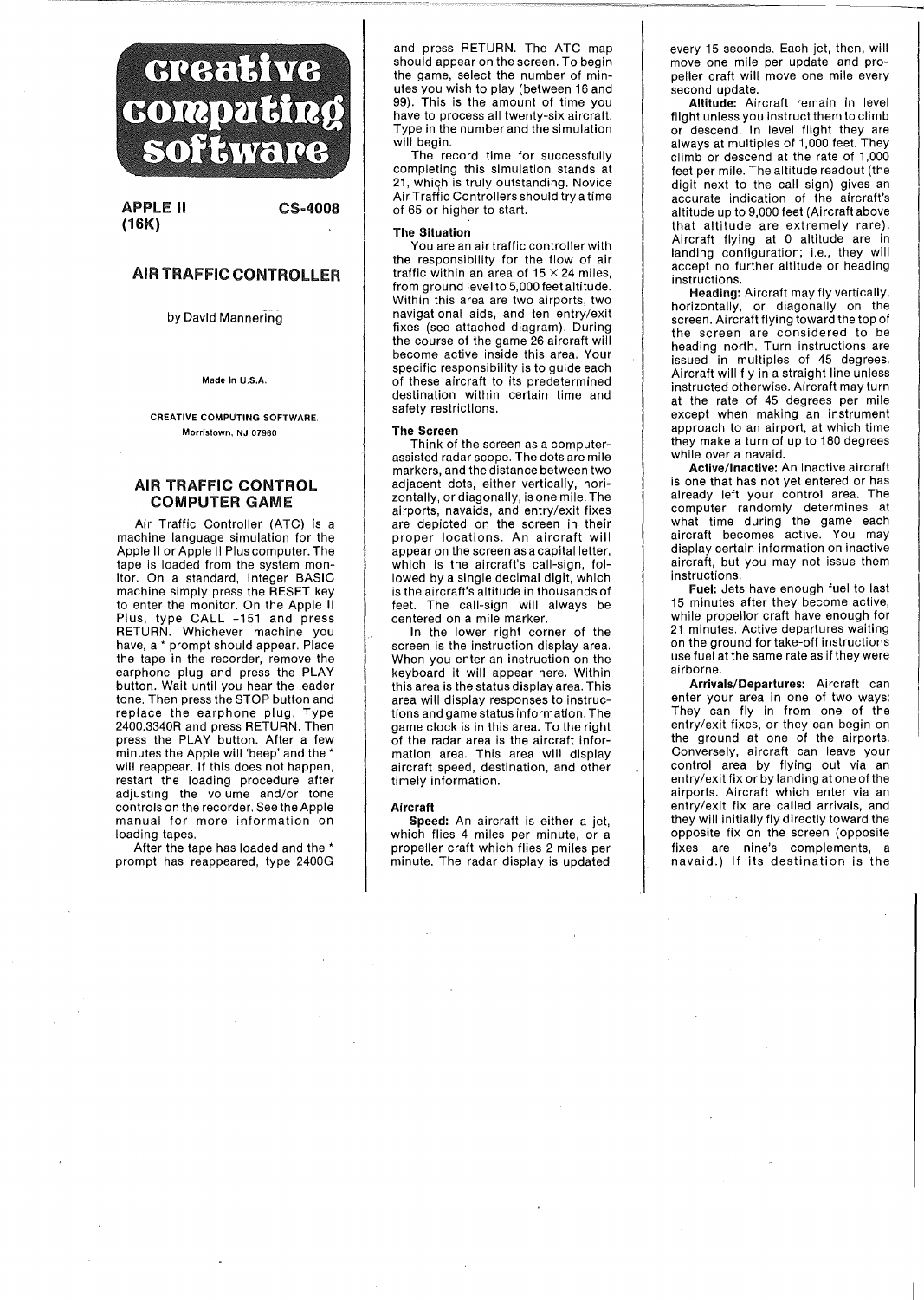# creative computing software

**APPLE II (16K)** **CS-4008**

## AIR TRAFFIC CONTROLLER

by David Mannering

Made in U.S.A.

CREATIVE COMPUTING SOFTWARE
Morristown, NJ 07960

## AIR TRAFFIC CONTROL COMPUTER GAME

Air Traffic Controller (ATC) is a machine language simulation for the Apple II or Apple II Plus computer. The tape is loaded from the system monitor. On a standard, Integer BASIC machine simply press the RESET key to enter the monitor. On the Apple II Plus, type CALL -151 and press RETURN. Whichever machine you have, a * prompt should appear. Place the tape in the recorder, remove the earphone plug and press the PLAY button. Wait until you hear the leader tone. Then press the STOP button and replace the earphone plug. Type 2400.3340R and press RETURN. Then press the PLAY button. After a few minutes the Apple will 'beep' and the * will reappear. If this does not happen, restart the loading procedure after adjusting the volume and/or tone controls on the recorder. See the Apple manual for more information on loading tapes.

After the tape has loaded and the * prompt has reappeared, type 2400G and press RETURN. The ATC map should appear on the screen. To begin the game, select the number of minutes you wish to play (between 16 and 99). This is the amount of time you have to process all twenty-six aircraft. Type in the number and the simulation will begin.

The record time for successfully completing this simulation stands at 21, which is truly outstanding. Novice Air Traffic Controllers should try a time of 65 or higher to start.

### The Situation

You are an air traffic controller with the responsibility for the flow of air traffic within an area of 15 × 24 miles, from ground level to 5,000 feet altitude. Within this area are two airports, two navigational aids, and ten entry/exit fixes (see attached diagram). During the course of the game 26 aircraft will become active inside this area. Your specific responsibility is to guide each of these aircraft to its predetermined destination within certain time and safety restrictions.

### The Screen

Think of the screen as a computer-assisted radar scope. The dots are mile markers, and the distance between two adjacent dots, either vertically, horizontally, or diagonally, is one mile. The airports, navaids, and entry/exit fixes are depicted on the screen in their proper locations. An aircraft will appear on the screen as a capital letter, which is the aircraft's call-sign, followed by a single decimal digit, which is the aircraft's altitude in thousands of feet. The call-sign will always be centered on a mile marker.

In the lower right corner of the screen is the instruction display area. When you enter an instruction on the keyboard it will appear here. Within this area is the status display area. This area will display responses to instructions and game status information. The game clock is in this area. To the right of the radar area is the aircraft information area. This area will display aircraft speed, destination, and other timely information.

### Aircraft

**Speed:** An aircraft is either a jet, which flies 4 miles per minute, or a propeller craft which flies 2 miles per minute. The radar display is updated every 15 seconds. Each jet, then, will move one mile per update, and propeller craft will move one mile every second update.

**Altitude:** Aircraft remain in level flight unless you instruct them to climb or descend. In level flight they are always at multiples of 1,000 feet. They climb or descend at the rate of 1,000 feet per mile. The altitude readout (the digit next to the call sign) gives an accurate indication of the aircraft's altitude up to 9,000 feet (Aircraft above that altitude are extremely rare). Aircraft flying at 0 altitude are in landing configuration; i.e., they will accept no further altitude or heading instructions.

**Heading:** Aircraft may fly vertically, horizontally, or diagonally on the screen. Aircraft flying toward the top of the screen are considered to be heading north. Turn instructions are issued in multiples of 45 degrees. Aircraft will fly in a straight line unless instructed otherwise. Aircraft may turn at the rate of 45 degrees per mile except when making an instrument approach to an airport, at which time they make a turn of up to 180 degrees while over a navaid.

**Active/Inactive:** An inactive aircraft is one that has not yet entered or has already left your control area. The computer randomly determines at what time during the game each aircraft becomes active. You may display certain information on inactive aircraft, but you may not issue them instructions.

**Fuel:** Jets have enough fuel to last 15 minutes after they become active, while propellor craft have enough for 21 minutes. Active departures waiting on the ground for take-off instructions use fuel at the same rate as if they were airborne.

**Arrivals/Departures:** Aircraft can enter your area in one of two ways: They can fly in from one of the entry/exit fixes, or they can begin on the ground at one of the airports. Conversely, aircraft can leave your control area by flying out via an entry/exit fix or by landing at one of the airports. Aircraft which enter via an entry/exit fix are called arrivals, and they will initially fly directly toward the opposite fix on the screen (opposite fixes are nine's complements, a navaid.) If its destination is the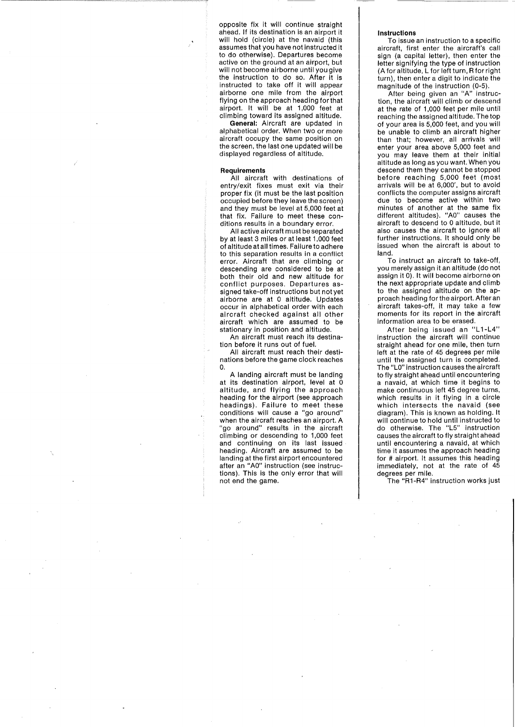opposite fix it will continue straight ahead. If its destination is an airport it will hold (circle) at the navaid (this assumes that you have not instructed it to do otherwise). Departures become active on the ground at an airport, but will not become airborne until you give the instruction to do so. After it is instructed to take off it will appear airborne one mile from the airport flying on the approach heading for that airport. It will be at 1,000 feet at climbing toward its assigned altitude.

**General:** Aircraft are updated in alphabetical order. When two or more aircraft occupy the same position on the screen, the last one updated will be displayed regardless of altitude.

### Requirements

All aircraft with destinations of entry/exit fixes must exit via their proper fix (it must be the last position occupied before they leave the screen) and they must be level at 5,000 feet at that fix. Failure to meet these conditions results in a boundary error.

All active aircraft must be separated by at least 3 miles or at least 1,000 feet of altitude at all times. Failure to adhere to this separation results in a conflict error. Aircraft that are climbing or descending are considered to be at both their old and new altitude for conflict purposes. Departures assigned take-off instructions but not yet airborne are at 0 altitude. Updates occur in alphabetical order with each aircraft checked against all other aircraft which are assumed to be stationary in position and altitude.

An aircraft must reach its destination before it runs out of fuel.

All aircraft must reach their destinations before the game clock reaches 0.

A landing aircraft must be landing at its destination airport, level at 0 altitude, and flying the approach heading for the airport (see approach headings). Failure to meet these conditions will cause a "go around" when the aircraft reaches an airport. A "go around" results in the aircraft climbing or descending to 1,000 feet and continuing on its last issued heading. Aircraft are assumed to be landing at the first airport encountered after an "A0" instruction (see instructions). This is the only error that will not end the game.

### Instructions

To issue an instruction to a specific aircraft, first enter the aircraft's call sign (a capital letter), then enter the letter signifying the type of instruction (A for altitude, L for left turn, R for right turn), then enter a digit to indicate the magnitude of the instruction (0-5).

After being given an "A" instruction, the aircraft will climb or descend at the rate of 1,000 feet per mile until reaching the assigned altitude. The top of your area is 5,000 feet, and you will be unable to climb an aircraft higher than that; however, all arrivals will enter your area above 5,000 feet and you may leave them at their initial altitude as long as you want. When you descend them they cannot be stopped before reaching 5,000 feet (most arrivals will be at 6,000', but to avoid conflicts the computer assigns aircraft due to become active within two minutes of another at the same fix different altitudes). "A0" causes the aircraft to descend to 0 altitude, but it also causes the aircraft to ignore all further instructions. It should only be issued when the aircraft is about to land.

To instruct an aircraft to take-off, you merely assign it an altitude (do not assign it 0). It will become airborne on the next appropriate update and climb to the assigned altitude on the approach heading for the airport. After an aircraft takes-off, it may take a few moments for its report in the aircraft information area to be erased.

After being issued an "L1-L4" instruction the aircraft will continue straight ahead for one mile, then turn left at the rate of 45 degrees per mile until the assigned turn is completed. The "L0" instruction causes the aircraft to fly straight ahead until encountering a navaid, at which time it begins to make continuous left 45 degree turns, which results in it flying in a circle which intersects the navaid (see diagram). This is known as holding. It will continue to hold until instructed to do otherwise. The "L5" instruction causes the aircraft to fly straight ahead until encountering a navaid, at which time it assumes the approach heading for # airport. It assumes this heading immediately, not at the rate of 45 degrees per mile.

The "R1-R4" instruction works just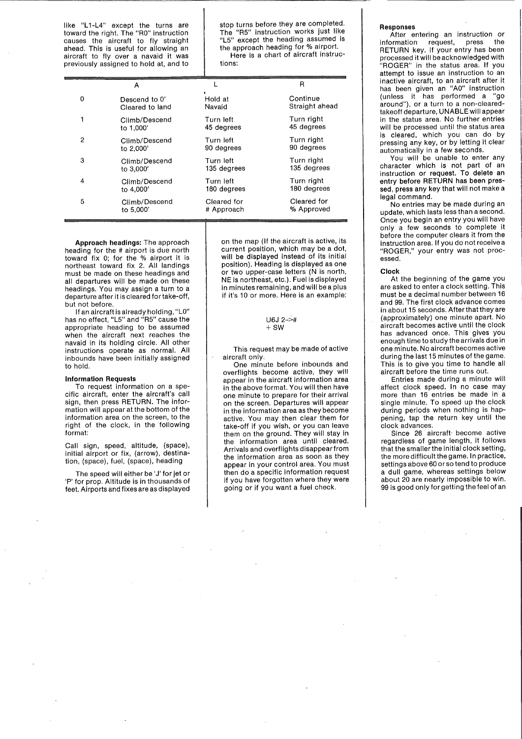like "L1-L4" except the turns are toward the right. The "R0" instruction causes the aircraft to fly straight ahead. This is useful for allowing an aircraft to fly over a navaid it was previously assigned to hold at, and to stop turns before they are completed. The "R5" instruction works just like "L5" except the heading assumed is the approach heading for % airport.

Here is a chart of aircraft instructions:

| | A | L | R |
|---|---|---|---|
| 0 | Descend to 0' Cleared to land | Hold at Navaid | Continue Straight ahead |
| 1 | Climb/Descend to 1,000' | Turn left 45 degrees | Turn right 45 degrees |
| 2 | Climb/Descend to 2,000' | Turn left 90 degrees | Turn right 90 degrees |
| 3 | Climb/Descend to 3,000' | Turn left 135 degrees | Turn right 135 degrees |
| 4 | Climb/Descend to 4,000' | Turn left 180 degrees | Turn right 180 degrees |
| 5 | Climb/Descend to 5,000' | Cleared for # Approach | Cleared for % Approved |

**Approach headings:** The approach heading for the # airport is due north toward fix 0; for the % airport it is northeast toward fix 2. All landings must be made on these headings and all departures will be made on these headings. You may assign a turn to a departure after it is cleared for take-off, but not before.

If an aircraft is already holding, "L0" has no effect, "L5" and "R5" cause the appropriate heading to be assumed when the aircraft next reaches the navaid in its holding circle. All other instructions operate as normal. All inbounds have been initially assigned to hold.

### Information Requests

To request information on a specific aircraft, enter the aircraft's call sign, then press RETURN. The information will appear at the bottom of the information area on the screen, to the right of the clock, in the following format:

Call sign, speed, altitude, (space), initial airport or fix, (arrow), destination, (space), fuel, (space), heading

The speed will either be 'J' for jet or 'P' for prop. Altitude is in thousands of feet. Airports and fixes are as displayed on the map (if the aircraft is active, its current position, which may be a dot, will be displayed instead of its initial position). Heading is displayed as one or two upper-case letters (N is north, NE is northeast, etc.). Fuel is displayed in minutes remaining, and will be a plus if it's 10 or more. Here is an example:

```
U6J 2->#
+ SW
```

This request may be made of active aircraft only.

One minute before inbounds and overflights become active, they will appear in the aircraft information area in the above format. You will then have one minute to prepare for their arrival on the screen. Departures will appear in the information area as they become active. You may then clear them for take-off if you wish, or you can leave them on the ground. They will stay in the information area until cleared. Arrivals and overflights disappear from the information area as soon as they appear in your control area. You must then do a specific information request if you have forgotten where they were going or if you want a fuel check.

### Responses

After entering an instruction or information request, press the RETURN key. If your entry has been processed it will be acknowledged with "ROGER" in the status area. If you attempt to issue an instruction to an inactive aircraft, to an aircraft after it has been given an "A0" instruction (unless it has performed a "go around"), or a turn to a non-cleared-takeoff departure, UNABLE will appear in the status area. No further entries will be processed until the status area is cleared, which you can do by pressing any key, or by letting it clear automatically in a few seconds.

You will be unable to enter any character which is not part of an instruction or request. To delete an entry before RETURN has been pressed, press any key that will not make a legal command.

No entries may be made during an update, which lasts less than a second. Once you begin an entry you will have only a few seconds to complete it before the computer clears it from the instruction area. If you do not receive a "ROGER," your entry was not processed.

### Clock

At the beginning of the game you are asked to enter a clock setting. This must be a decimal number between 16 and 99. The first clock advance comes in about 15 seconds. After that they are (approximately) one minute apart. No aircraft becomes active until the clock has advanced once. This gives you enough time to study the arrivals due in one minute. No aircraft becomes active during the last 15 minutes of the game. This is to give you time to handle all aircraft before the time runs out.

Entries made during a minute will affect clock speed. In no case may more than 16 entries be made in a single minute. To speed up the clock during periods when nothing is happening, tap the return key until the clock advances.

Since 26 aircraft become active regardless of game length, it follows that the smaller the initial clock setting, the more difficult the game. In practice, settings above 60 or so tend to produce a dull game, whereas settings below about 20 are nearly impossible to win. 99 is good only for getting the feel of an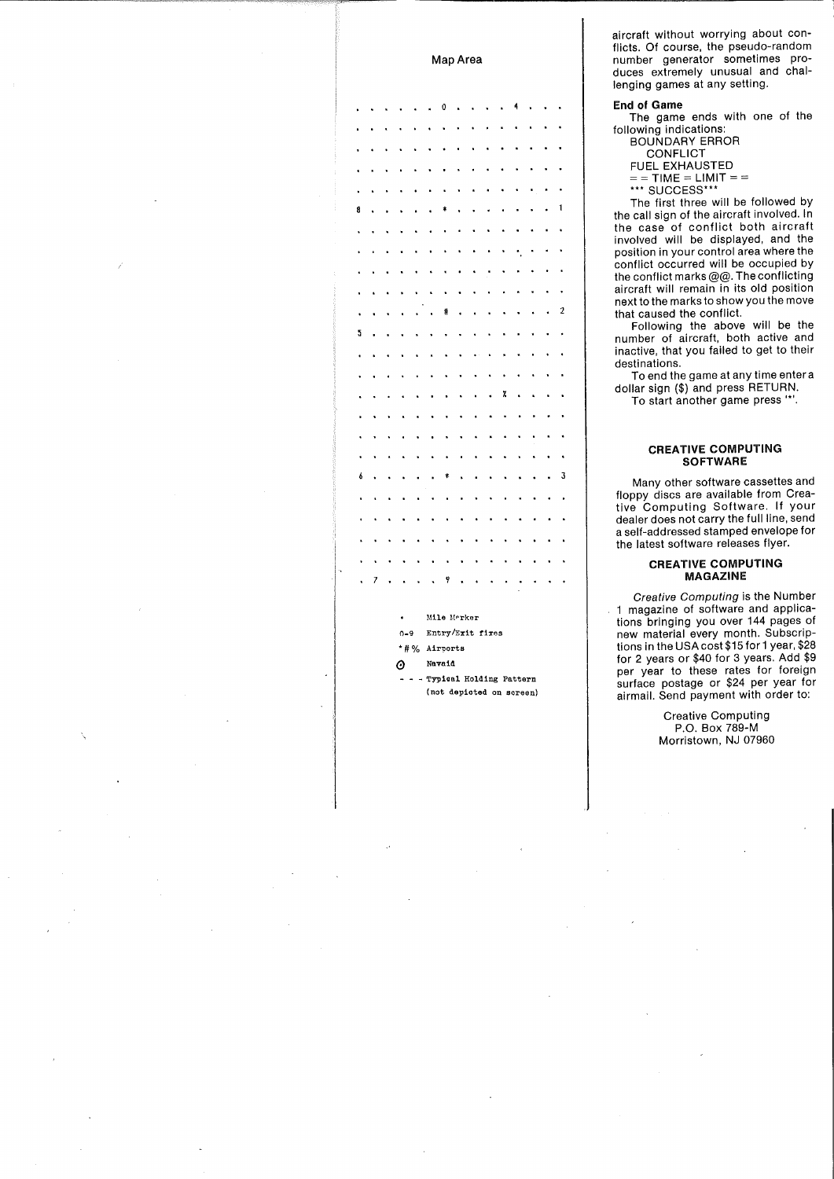## Map Area

```
. . . . . . . 0 . . . . . 4 . . . .
. . . . . . . . . . . . . . . . . .
. . . . . . . . . . . . . . . . . .
. . . . . . . . . . . . . . . . . .
. . . . . . . . . . . . . . . . . .
8 . . . . . . * . . . . . . . . . 1
. . . . . . . . . . . . . . . . . .
. . . . . . . . . . . . . . . . . .
. . . . . . . . . . . . . . . . . .
. . . . . . . . . . . . . . . . . .
. . . . . . . # . . . . . . . . . 2
5 . . . . . . . . . . . . . . . . .
. . . . . . . . . . . . . . . . . .
. . . . . . . . . . . . . . . . . .
. . . . . . . . . . . . % . . . . .
. . . . . . . . . . . . . . . . . .
. . . . . . . . . . . . . . . . . .
. . . . . . . . . . . . . . . . . .
6 . . . . . . * . . . . . . . . . 3
. . . . . . . . . . . . . . . . . .
. . . . . . . . . . . . . . . . . .
. . . . . . . . . . . . . . . . . .
. 7 . . . . . 9 . . . . . . . . . .
```

- `.` Mile Marker
- `0-9` Entry/Exit fixes
- `*#%` Airports
- Navaid
- `- - -` Typical Holding Pattern (not depicted on screen)

aircraft without worrying about conflicts. Of course, the pseudo-random number generator sometimes produces extremely unusual and challenging games at any setting.

**End of Game**

The game ends with one of the following indications:

BOUNDARY ERROR
CONFLICT
FUEL EXHAUSTED
= = TIME = LIMIT = =
*** SUCCESS***

The first three will be followed by the call sign of the aircraft involved. In the case of conflict both aircraft involved will be displayed, and the position in your control area where the conflict occurred will be occupied by the conflict marks @@. The conflicting aircraft will remain in its old position next to the marks to show you the move that caused the conflict.

Following the above will be the number of aircraft, both active and inactive, that you failed to get to their destinations.

To end the game at any time enter a dollar sign ($) and press RETURN.

To start another game press '*'.

### CREATIVE COMPUTING SOFTWARE

Many other software cassettes and floppy discs are available from Creative Computing Software. If your dealer does not carry the full line, send a self-addressed stamped envelope for the latest software releases flyer.

### CREATIVE COMPUTING MAGAZINE

*Creative Computing* is the Number 1 magazine of software and applications bringing you over 144 pages of new material every month. Subscriptions in the USA cost $15 for 1 year, $28 for 2 years or $40 for 3 years. Add $9 per year to these rates for foreign surface postage or $24 per year for airmail. Send payment with order to:

Creative Computing
P.O. Box 789-M
Morristown, NJ 07960